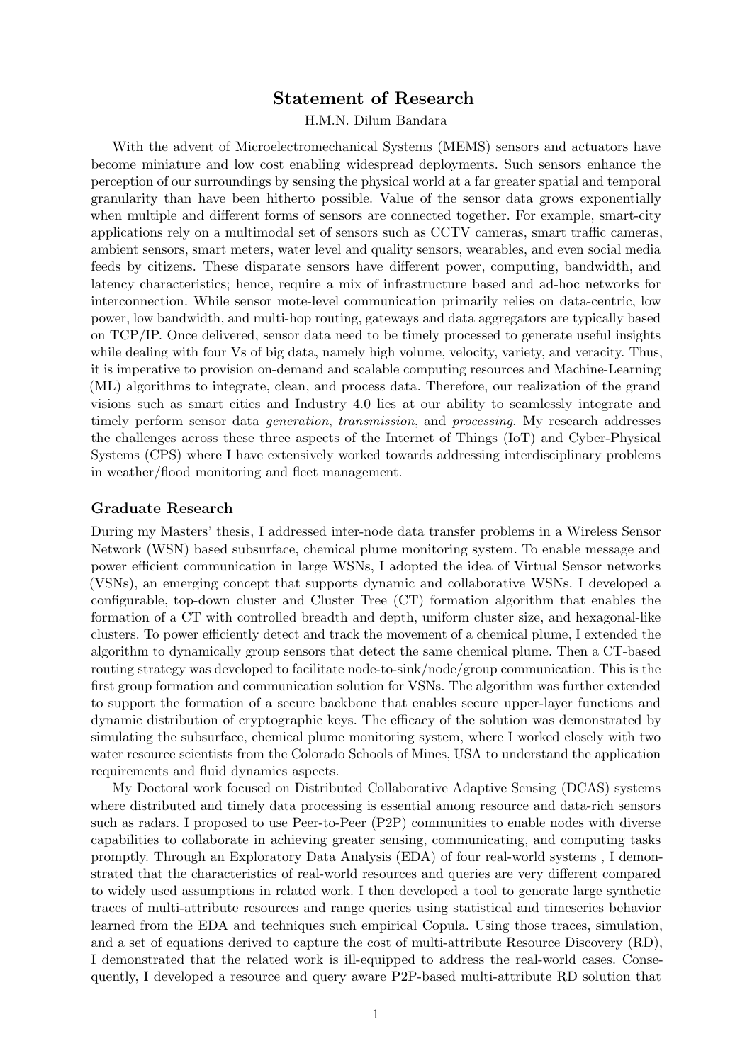# Statement of Research

H.M.N. Dilum Bandara

With the advent of Microelectromechanical Systems (MEMS) sensors and actuators have become miniature and low cost enabling widespread deployments. Such sensors enhance the perception of our surroundings by sensing the physical world at a far greater spatial and temporal granularity than have been hitherto possible. Value of the sensor data grows exponentially when multiple and different forms of sensors are connected together. For example, smart-city applications rely on a multimodal set of sensors such as CCTV cameras, smart traffic cameras, ambient sensors, smart meters, water level and quality sensors, wearables, and even social media feeds by citizens. These disparate sensors have different power, computing, bandwidth, and latency characteristics; hence, require a mix of infrastructure based and ad-hoc networks for interconnection. While sensor mote-level communication primarily relies on data-centric, low power, low bandwidth, and multi-hop routing, gateways and data aggregators are typically based on TCP/IP. Once delivered, sensor data need to be timely processed to generate useful insights while dealing with four Vs of big data, namely high volume, velocity, variety, and veracity. Thus, it is imperative to provision on-demand and scalable computing resources and Machine-Learning (ML) algorithms to integrate, clean, and process data. Therefore, our realization of the grand visions such as smart cities and Industry 4.0 lies at our ability to seamlessly integrate and timely perform sensor data *generation*, *transmission*, and *processing*. My research addresses the challenges across these three aspects of the Internet of Things (IoT) and Cyber-Physical Systems (CPS) where I have extensively worked towards addressing interdisciplinary problems in weather/flood monitoring and fleet management.

## Graduate Research

During my Masters' thesis, I addressed inter-node data transfer problems in a Wireless Sensor Network (WSN) based subsurface, chemical plume monitoring system. To enable message and power efficient communication in large WSNs, I adopted the idea of Virtual Sensor networks (VSNs), an emerging concept that supports dynamic and collaborative WSNs. I developed a configurable, top-down cluster and Cluster Tree (CT) formation algorithm that enables the formation of a CT with controlled breadth and depth, uniform cluster size, and hexagonal-like clusters. To power efficiently detect and track the movement of a chemical plume, I extended the algorithm to dynamically group sensors that detect the same chemical plume. Then a CT-based routing strategy was developed to facilitate node-to-sink/node/group communication. This is the first group formation and communication solution for VSNs. The algorithm was further extended to support the formation of a secure backbone that enables secure upper-layer functions and dynamic distribution of cryptographic keys. The efficacy of the solution was demonstrated by simulating the subsurface, chemical plume monitoring system, where I worked closely with two water resource scientists from the Colorado Schools of Mines, USA to understand the application requirements and fluid dynamics aspects.

My Doctoral work focused on Distributed Collaborative Adaptive Sensing (DCAS) systems where distributed and timely data processing is essential among resource and data-rich sensors such as radars. I proposed to use Peer-to-Peer (P2P) communities to enable nodes with diverse capabilities to collaborate in achieving greater sensing, communicating, and computing tasks promptly. Through an Exploratory Data Analysis (EDA) of four real-world systems , I demonstrated that the characteristics of real-world resources and queries are very different compared to widely used assumptions in related work. I then developed a tool to generate large synthetic traces of multi-attribute resources and range queries using statistical and timeseries behavior learned from the EDA and techniques such empirical Copula. Using those traces, simulation, and a set of equations derived to capture the cost of multi-attribute Resource Discovery (RD), I demonstrated that the related work is ill-equipped to address the real-world cases. Consequently, I developed a resource and query aware P2P-based multi-attribute RD solution that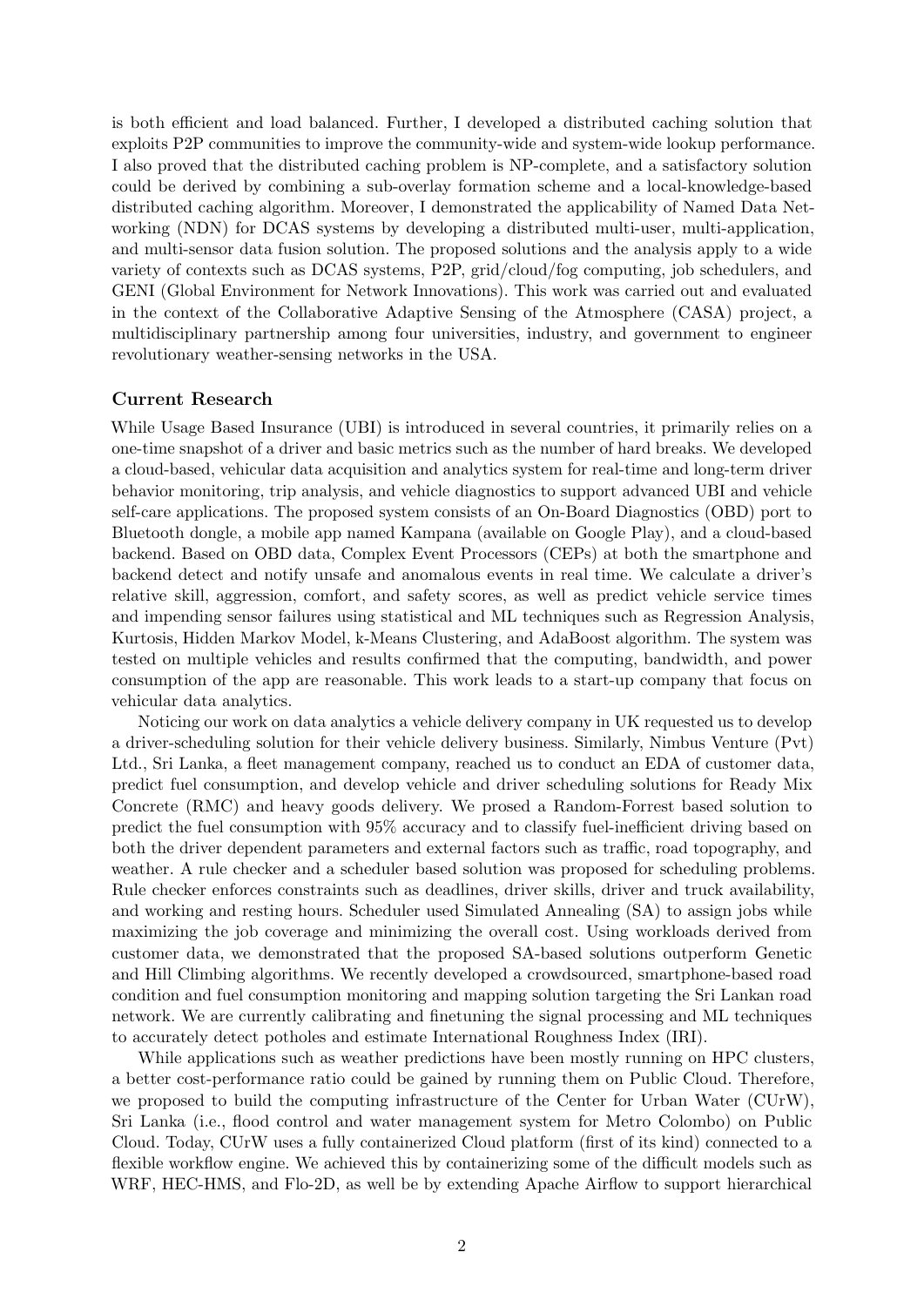is both efficient and load balanced. Further, I developed a distributed caching solution that exploits P2P communities to improve the community-wide and system-wide lookup performance. I also proved that the distributed caching problem is NP-complete, and a satisfactory solution could be derived by combining a sub-overlay formation scheme and a local-knowledge-based distributed caching algorithm. Moreover, I demonstrated the applicability of Named Data Networking (NDN) for DCAS systems by developing a distributed multi-user, multi-application, and multi-sensor data fusion solution. The proposed solutions and the analysis apply to a wide variety of contexts such as DCAS systems, P2P, grid/cloud/fog computing, job schedulers, and GENI (Global Environment for Network Innovations). This work was carried out and evaluated in the context of the Collaborative Adaptive Sensing of the Atmosphere (CASA) project, a multidisciplinary partnership among four universities, industry, and government to engineer revolutionary weather-sensing networks in the USA.

### Current Research

While Usage Based Insurance (UBI) is introduced in several countries, it primarily relies on a one-time snapshot of a driver and basic metrics such as the number of hard breaks. We developed a cloud-based, vehicular data acquisition and analytics system for real-time and long-term driver behavior monitoring, trip analysis, and vehicle diagnostics to support advanced UBI and vehicle self-care applications. The proposed system consists of an On-Board Diagnostics (OBD) port to Bluetooth dongle, a mobile app named Kampana (available on Google Play), and a cloud-based backend. Based on OBD data, Complex Event Processors (CEPs) at both the smartphone and backend detect and notify unsafe and anomalous events in real time. We calculate a driver's relative skill, aggression, comfort, and safety scores, as well as predict vehicle service times and impending sensor failures using statistical and ML techniques such as Regression Analysis, Kurtosis, Hidden Markov Model, k-Means Clustering, and AdaBoost algorithm. The system was tested on multiple vehicles and results confirmed that the computing, bandwidth, and power consumption of the app are reasonable. This work leads to a start-up company that focus on vehicular data analytics.

Noticing our work on data analytics a vehicle delivery company in UK requested us to develop a driver-scheduling solution for their vehicle delivery business. Similarly, Nimbus Venture (Pvt) Ltd., Sri Lanka, a fleet management company, reached us to conduct an EDA of customer data, predict fuel consumption, and develop vehicle and driver scheduling solutions for Ready Mix Concrete (RMC) and heavy goods delivery. We prosed a Random-Forrest based solution to predict the fuel consumption with 95% accuracy and to classify fuel-inefficient driving based on both the driver dependent parameters and external factors such as traffic, road topography, and weather. A rule checker and a scheduler based solution was proposed for scheduling problems. Rule checker enforces constraints such as deadlines, driver skills, driver and truck availability, and working and resting hours. Scheduler used Simulated Annealing (SA) to assign jobs while maximizing the job coverage and minimizing the overall cost. Using workloads derived from customer data, we demonstrated that the proposed SA-based solutions outperform Genetic and Hill Climbing algorithms. We recently developed a crowdsourced, smartphone-based road condition and fuel consumption monitoring and mapping solution targeting the Sri Lankan road network. We are currently calibrating and finetuning the signal processing and ML techniques to accurately detect potholes and estimate International Roughness Index (IRI).

While applications such as weather predictions have been mostly running on HPC clusters, a better cost-performance ratio could be gained by running them on Public Cloud. Therefore, we proposed to build the computing infrastructure of the Center for Urban Water (CUrW), Sri Lanka (i.e., flood control and water management system for Metro Colombo) on Public Cloud. Today, CUrW uses a fully containerized Cloud platform (first of its kind) connected to a flexible workflow engine. We achieved this by containerizing some of the difficult models such as WRF, HEC-HMS, and Flo-2D, as well be by extending Apache Airflow to support hierarchical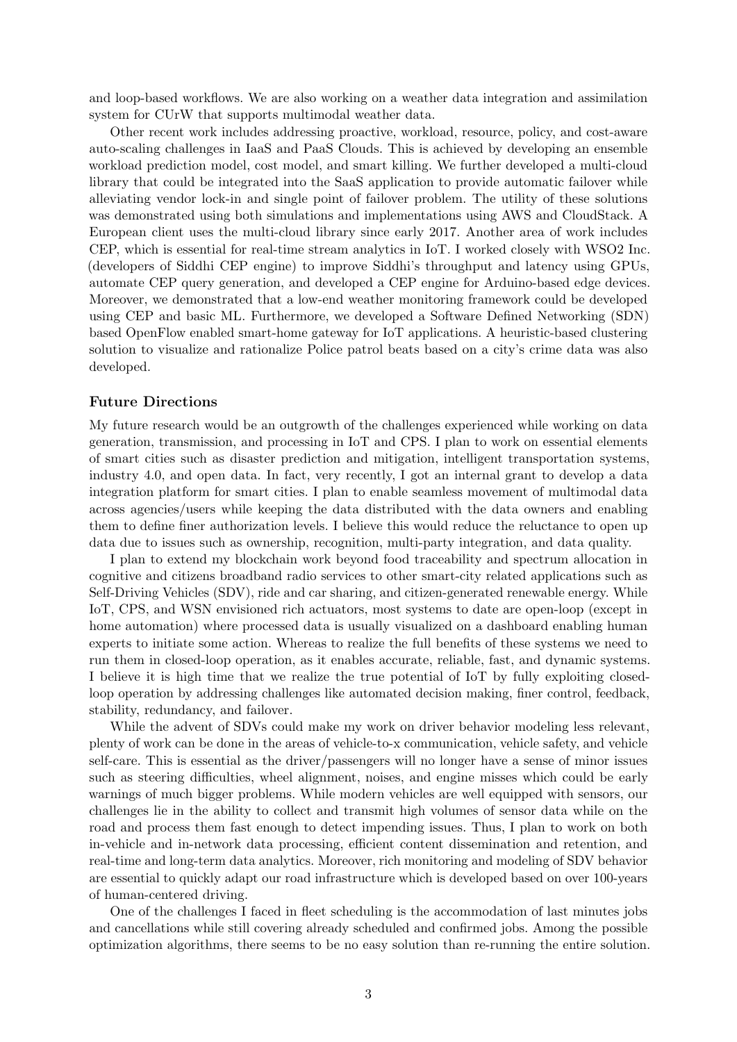and loop-based workflows. We are also working on a weather data integration and assimilation system for CUrW that supports multimodal weather data.

Other recent work includes addressing proactive, workload, resource, policy, and cost-aware auto-scaling challenges in IaaS and PaaS Clouds. This is achieved by developing an ensemble workload prediction model, cost model, and smart killing. We further developed a multi-cloud library that could be integrated into the SaaS application to provide automatic failover while alleviating vendor lock-in and single point of failover problem. The utility of these solutions was demonstrated using both simulations and implementations using AWS and CloudStack. A European client uses the multi-cloud library since early 2017. Another area of work includes CEP, which is essential for real-time stream analytics in IoT. I worked closely with WSO2 Inc. (developers of Siddhi CEP engine) to improve Siddhi's throughput and latency using GPUs, automate CEP query generation, and developed a CEP engine for Arduino-based edge devices. Moreover, we demonstrated that a low-end weather monitoring framework could be developed using CEP and basic ML. Furthermore, we developed a Software Defined Networking (SDN) based OpenFlow enabled smart-home gateway for IoT applications. A heuristic-based clustering solution to visualize and rationalize Police patrol beats based on a city's crime data was also developed.

### Future Directions

My future research would be an outgrowth of the challenges experienced while working on data generation, transmission, and processing in IoT and CPS. I plan to work on essential elements of smart cities such as disaster prediction and mitigation, intelligent transportation systems, industry 4.0, and open data. In fact, very recently, I got an internal grant to develop a data integration platform for smart cities. I plan to enable seamless movement of multimodal data across agencies/users while keeping the data distributed with the data owners and enabling them to define finer authorization levels. I believe this would reduce the reluctance to open up data due to issues such as ownership, recognition, multi-party integration, and data quality.

I plan to extend my blockchain work beyond food traceability and spectrum allocation in cognitive and citizens broadband radio services to other smart-city related applications such as Self-Driving Vehicles (SDV), ride and car sharing, and citizen-generated renewable energy. While IoT, CPS, and WSN envisioned rich actuators, most systems to date are open-loop (except in home automation) where processed data is usually visualized on a dashboard enabling human experts to initiate some action. Whereas to realize the full benefits of these systems we need to run them in closed-loop operation, as it enables accurate, reliable, fast, and dynamic systems. I believe it is high time that we realize the true potential of IoT by fully exploiting closed-loop operation by addressing challenges like automated decision making, finer control, feedback, stability, redundancy, and failover.

While the advent of SDVs could make my work on driver behavior modeling less relevant, plenty of work can be done in the areas of vehicle-to-x communication, vehicle safety, and vehicle self-care. This is essential as the driver/passengers will no longer have a sense of minor issues such as steering difficulties, wheel alignment, noises, and engine misses which could be early warnings of much bigger problems. While modern vehicles are well equipped with sensors, our challenges lie in the ability to collect and transmit high volumes of sensor data while on the road and process them fast enough to detect impending issues. Thus, I plan to work on both in-vehicle and in-network data processing, efficient content dissemination and retention, and real-time and long-term data analytics. Moreover, rich monitoring and modeling of SDV behavior are essential to quickly adapt our road infrastructure which is developed based on over 100-years of human-centered driving.

One of the challenges I faced in fleet scheduling is the accommodation of last minutes jobs and cancellations while still covering already scheduled and confirmed jobs. Among the possible optimization algorithms, there seems to be no easy solution than re-running the entire solution.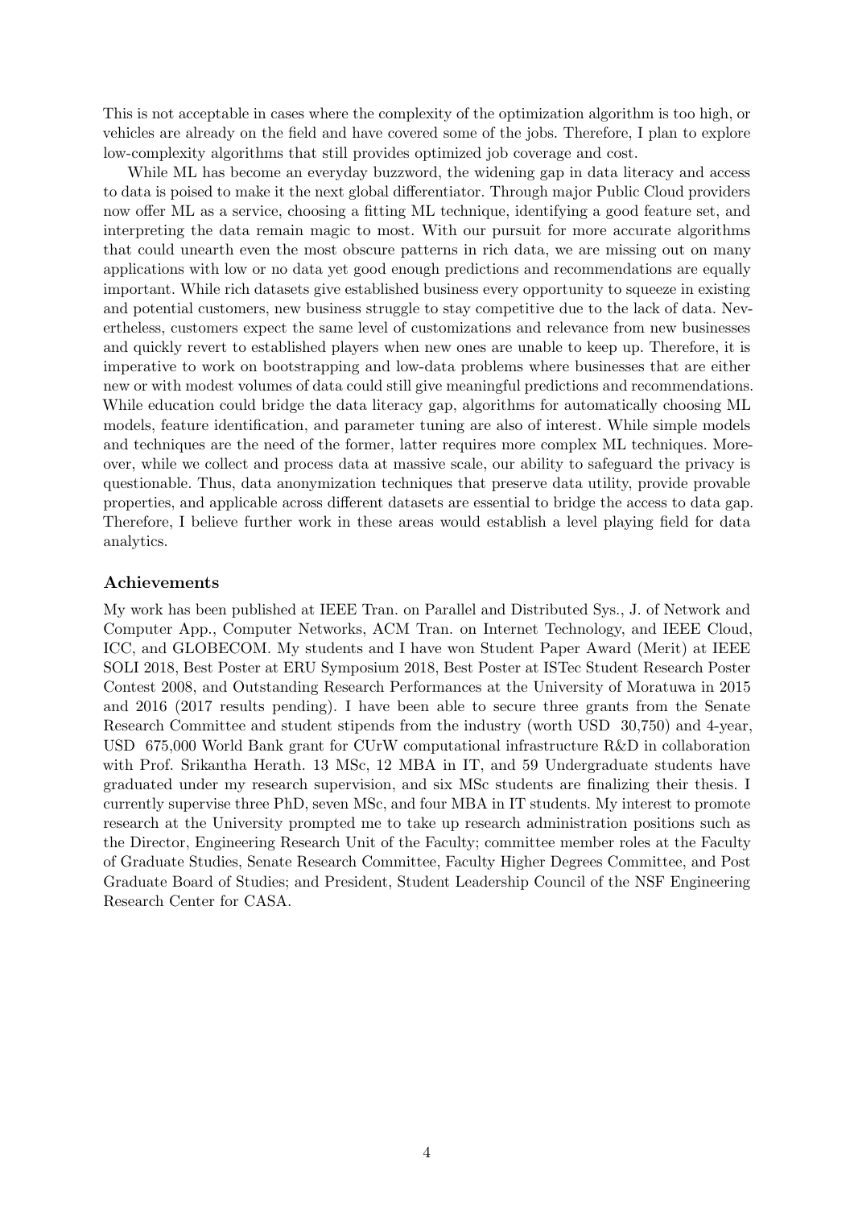This is not acceptable in cases where the complexity of the optimization algorithm is too high, or vehicles are already on the field and have covered some of the jobs. Therefore, I plan to explore low-complexity algorithms that still provides optimized job coverage and cost.

While ML has become an everyday buzzword, the widening gap in data literacy and access to data is poised to make it the next global differentiator. Through major Public Cloud providers now offer ML as a service, choosing a fitting ML technique, identifying a good feature set, and interpreting the data remain magic to most. With our pursuit for more accurate algorithms that could unearth even the most obscure patterns in rich data, we are missing out on many applications with low or no data yet good enough predictions and recommendations are equally important. While rich datasets give established business every opportunity to squeeze in existing and potential customers, new business struggle to stay competitive due to the lack of data. Nevertheless, customers expect the same level of customizations and relevance from new businesses and quickly revert to established players when new ones are unable to keep up. Therefore, it is imperative to work on bootstrapping and low-data problems where businesses that are either new or with modest volumes of data could still give meaningful predictions and recommendations. While education could bridge the data literacy gap, algorithms for automatically choosing ML models, feature identification, and parameter tuning are also of interest. While simple models and techniques are the need of the former, latter requires more complex ML techniques. Moreover, while we collect and process data at massive scale, our ability to safeguard the privacy is questionable. Thus, data anonymization techniques that preserve data utility, provide provable properties, and applicable across different datasets are essential to bridge the access to data gap. Therefore, I believe further work in these areas would establish a level playing field for data analytics.

### Achievements

My work has been published at IEEE Tran. on Parallel and Distributed Sys., J. of Network and Computer App., Computer Networks, ACM Tran. on Internet Technology, and IEEE Cloud, ICC, and GLOBECOM. My students and I have won Student Paper Award (Merit) at IEEE SOLI 2018, Best Poster at ERU Symposium 2018, Best Poster at ISTec Student Research Poster Contest 2008, and Outstanding Research Performances at the University of Moratuwa in 2015 and 2016 (2017 results pending). I have been able to secure three grants from the Senate Research Committee and student stipends from the industry (worth USD 30,750) and 4-year, USD 675,000 World Bank grant for CUrW computational infrastructure R&D in collaboration with Prof. Srikantha Herath. 13 MSc, 12 MBA in IT, and 59 Undergraduate students have graduated under my research supervision, and six MSc students are finalizing their thesis. I currently supervise three PhD, seven MSc, and four MBA in IT students. My interest to promote research at the University prompted me to take up research administration positions such as the Director, Engineering Research Unit of the Faculty; committee member roles at the Faculty of Graduate Studies, Senate Research Committee, Faculty Higher Degrees Committee, and Post Graduate Board of Studies; and President, Student Leadership Council of the NSF Engineering Research Center for CASA.